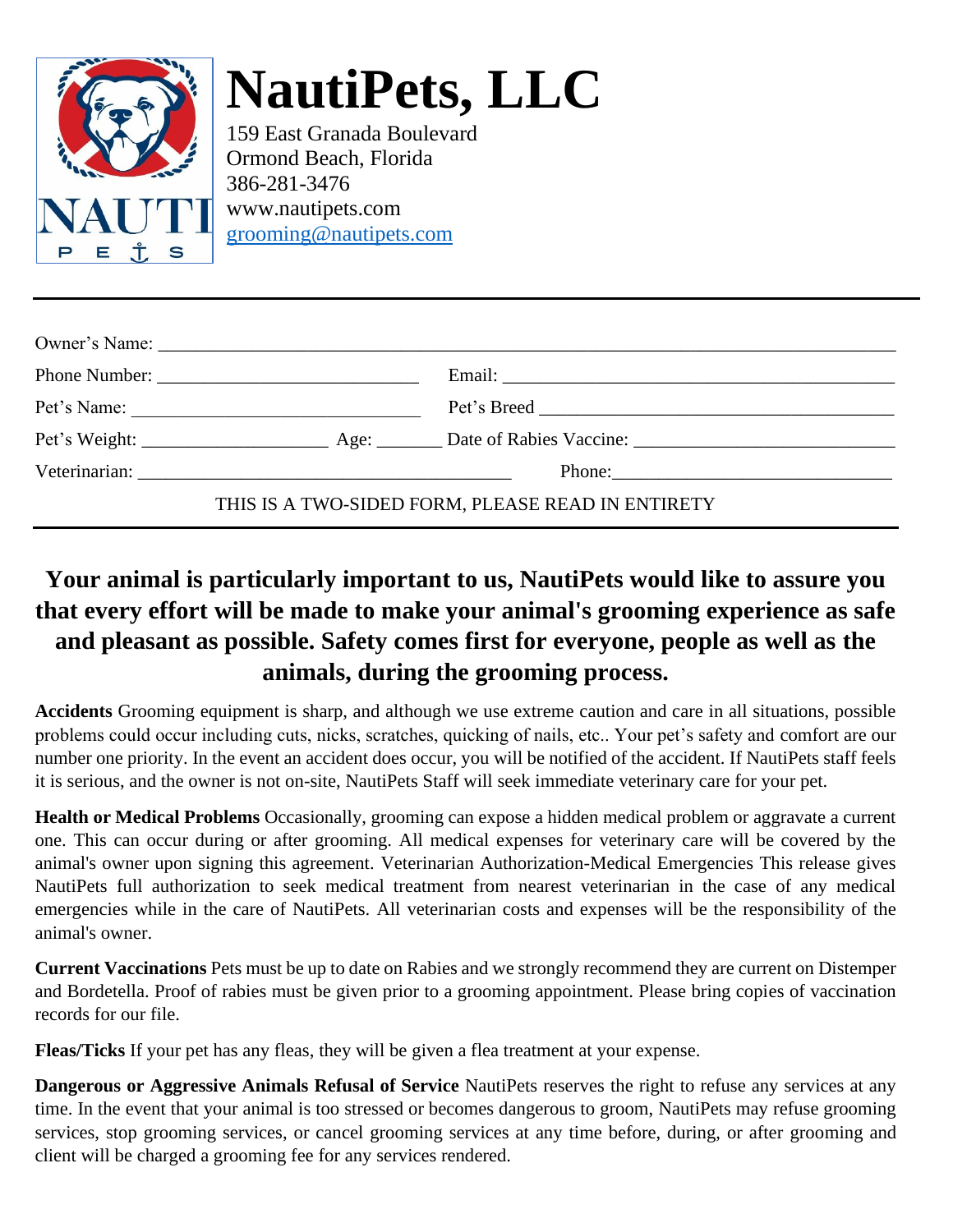# NautiPets, LLC

159 East Granada Boulevard
Ormond Beach, Florida
386-281-3476
www.nautipets.com
grooming@nautipets.com

---

Owner's Name: ______________________________________________

Phone Number: ____________________ Email: ____________________

Pet's Name: ____________________ Pet's Breed ____________________

Pet's Weight: ____________ Age: _______ Date of Rabies Vaccine: ____________________

Veterinarian: ______________________________ Phone: ____________________

THIS IS A TWO-SIDED FORM, PLEASE READ IN ENTIRETY

---

## Your animal is particularly important to us, NautiPets would like to assure you that every effort will be made to make your animal's grooming experience as safe and pleasant as possible. Safety comes first for everyone, people as well as the animals, during the grooming process.

**Accidents** Grooming equipment is sharp, and although we use extreme caution and care in all situations, possible problems could occur including cuts, nicks, scratches, quicking of nails, etc.. Your pet's safety and comfort are our number one priority. In the event an accident does occur, you will be notified of the accident. If NautiPets staff feels it is serious, and the owner is not on-site, NautiPets Staff will seek immediate veterinary care for your pet.

**Health or Medical Problems** Occasionally, grooming can expose a hidden medical problem or aggravate a current one. This can occur during or after grooming. All medical expenses for veterinary care will be covered by the animal's owner upon signing this agreement. Veterinarian Authorization-Medical Emergencies This release gives NautiPets full authorization to seek medical treatment from nearest veterinarian in the case of any medical emergencies while in the care of NautiPets. All veterinarian costs and expenses will be the responsibility of the animal's owner.

**Current Vaccinations** Pets must be up to date on Rabies and we strongly recommend they are current on Distemper and Bordetella. Proof of rabies must be given prior to a grooming appointment. Please bring copies of vaccination records for our file.

**Fleas/Ticks** If your pet has any fleas, they will be given a flea treatment at your expense.

**Dangerous or Aggressive Animals Refusal of Service** NautiPets reserves the right to refuse any services at any time. In the event that your animal is too stressed or becomes dangerous to groom, NautiPets may refuse grooming services, stop grooming services, or cancel grooming services at any time before, during, or after grooming and client will be charged a grooming fee for any services rendered.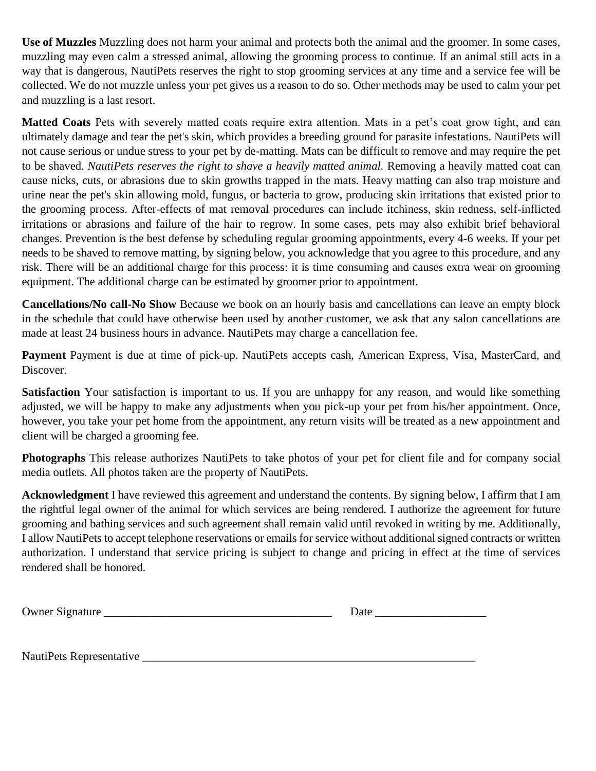**Use of Muzzles** Muzzling does not harm your animal and protects both the animal and the groomer. In some cases, muzzling may even calm a stressed animal, allowing the grooming process to continue. If an animal still acts in a way that is dangerous, NautiPets reserves the right to stop grooming services at any time and a service fee will be collected. We do not muzzle unless your pet gives us a reason to do so. Other methods may be used to calm your pet and muzzling is a last resort.

**Matted Coats** Pets with severely matted coats require extra attention. Mats in a pet's coat grow tight, and can ultimately damage and tear the pet's skin, which provides a breeding ground for parasite infestations. NautiPets will not cause serious or undue stress to your pet by de-matting. Mats can be difficult to remove and may require the pet to be shaved. *NautiPets reserves the right to shave a heavily matted animal.* Removing a heavily matted coat can cause nicks, cuts, or abrasions due to skin growths trapped in the mats. Heavy matting can also trap moisture and urine near the pet's skin allowing mold, fungus, or bacteria to grow, producing skin irritations that existed prior to the grooming process. After-effects of mat removal procedures can include itchiness, skin redness, self-inflicted irritations or abrasions and failure of the hair to regrow. In some cases, pets may also exhibit brief behavioral changes. Prevention is the best defense by scheduling regular grooming appointments, every 4-6 weeks. If your pet needs to be shaved to remove matting, by signing below, you acknowledge that you agree to this procedure, and any risk. There will be an additional charge for this process: it is time consuming and causes extra wear on grooming equipment. The additional charge can be estimated by groomer prior to appointment.

**Cancellations/No call-No Show** Because we book on an hourly basis and cancellations can leave an empty block in the schedule that could have otherwise been used by another customer, we ask that any salon cancellations are made at least 24 business hours in advance. NautiPets may charge a cancellation fee.

**Payment** Payment is due at time of pick-up. NautiPets accepts cash, American Express, Visa, MasterCard, and Discover.

**Satisfaction** Your satisfaction is important to us. If you are unhappy for any reason, and would like something adjusted, we will be happy to make any adjustments when you pick-up your pet from his/her appointment. Once, however, you take your pet home from the appointment, any return visits will be treated as a new appointment and client will be charged a grooming fee.

**Photographs** This release authorizes NautiPets to take photos of your pet for client file and for company social media outlets. All photos taken are the property of NautiPets.

**Acknowledgment** I have reviewed this agreement and understand the contents. By signing below, I affirm that I am the rightful legal owner of the animal for which services are being rendered. I authorize the agreement for future grooming and bathing services and such agreement shall remain valid until revoked in writing by me. Additionally, I allow NautiPets to accept telephone reservations or emails for service without additional signed contracts or written authorization. I understand that service pricing is subject to change and pricing in effect at the time of services rendered shall be honored.

Owner Signature ________________________________________ Date ___________________

NautiPets Representative ___________________________________________________________